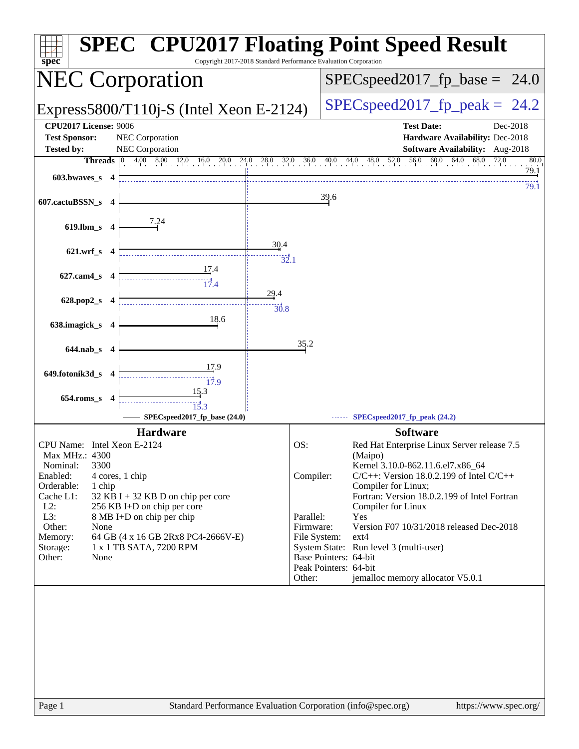# SPEC CPU2017 Floating Point Speed Result

Copyright 2017-2018 Standard Performance Evaluation Corporation

## NEC Corporation

Express5800/T110j-S (Intel Xeon E-2124)

SPECspeed2017_fp_base = 24.0

SPECspeed2017_fp_peak = 24.2

**CPU2017 License:** 9006
**Test Sponsor:** NEC Corporation
**Tested by:** NEC Corporation

**Test Date:** Dec-2018
**Hardware Availability:** Dec-2018
**Software Availability:** Aug-2018

| Benchmark | Threads | Base | Peak |
|---|---|---|---|
| 603.bwaves_s | 4 | 79.1 | 79.1 |
| 607.cactuBSSN_s | 4 | 39.6 | |
| 619.lbm_s | 4 | 7.24 | |
| 621.wrf_s | 4 | 30.4 | 32.1 |
| 627.cam4_s | 4 | 17.4 | 17.4 |
| 628.pop2_s | 4 | 29.4 | 30.8 |
| 638.imagick_s | 4 | 18.6 | |
| 644.nab_s | 4 | 35.2 | |
| 649.fotonik3d_s | 4 | 17.9 | 17.9 |
| 654.roms_s | 4 | 15.3 | 15.3 |

SPECspeed2017_fp_base (24.0) — SPECspeed2017_fp_peak (24.2)

### Hardware

- CPU Name: Intel Xeon E-2124
- Max MHz.: 4300
- Nominal: 3300
- Enabled: 4 cores, 1 chip
- Orderable: 1 chip
- Cache L1: 32 KB I + 32 KB D on chip per core
- L2: 256 KB I+D on chip per core
- L3: 8 MB I+D on chip per chip
- Other: None
- Memory: 64 GB (4 x 16 GB 2Rx8 PC4-2666V-E)
- Storage: 1 x 1 TB SATA, 7200 RPM
- Other: None

### Software

- OS: Red Hat Enterprise Linux Server release 7.5 (Maipo) Kernel 3.10.0-862.11.6.el7.x86_64
- Compiler: C/C++: Version 18.0.2.199 of Intel C/C++ Compiler for Linux; Fortran: Version 18.0.2.199 of Intel Fortran Compiler for Linux
- Parallel: Yes
- Firmware: Version F07 10/31/2018 released Dec-2018
- File System: ext4
- System State: Run level 3 (multi-user)
- Base Pointers: 64-bit
- Peak Pointers: 64-bit
- Other: jemalloc memory allocator V5.0.1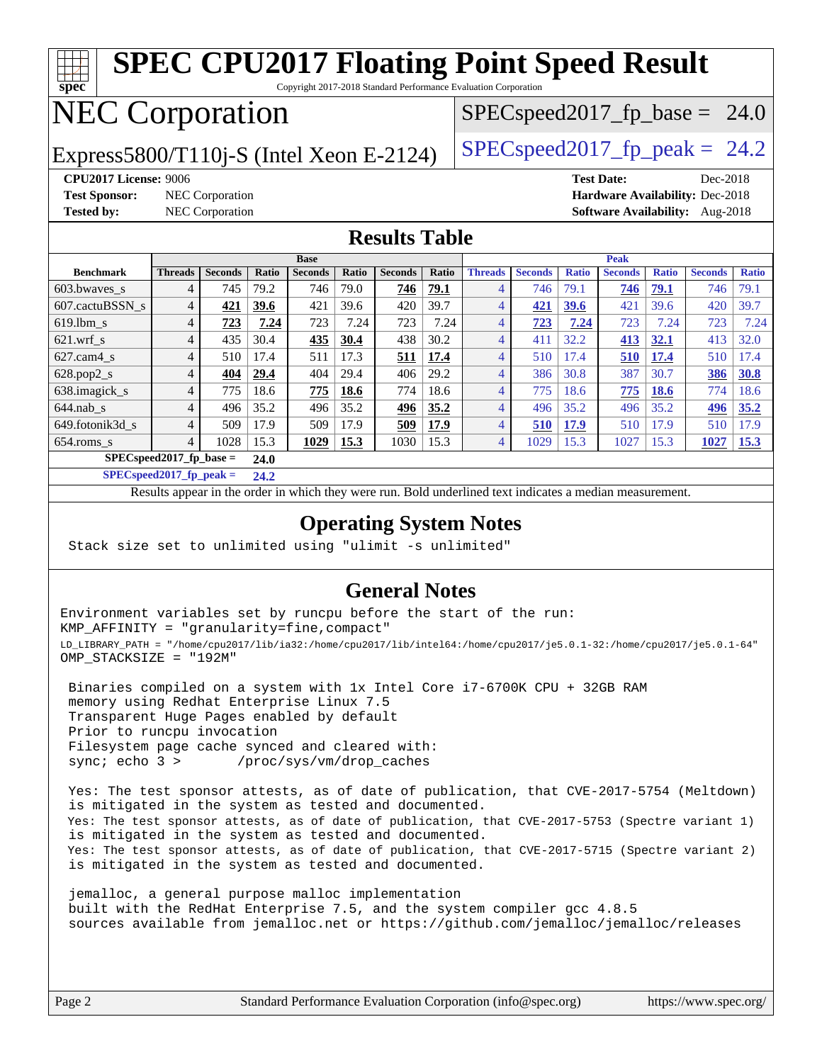# SPEC CPU2017 Floating Point Speed Result

Copyright 2017-2018 Standard Performance Evaluation Corporation

## NEC Corporation

Express5800/T110j-S (Intel Xeon E-2124)

SPECspeed2017_fp_base = 24.0

SPECspeed2017_fp_peak = 24.2

**CPU2017 License:** 9006
**Test Sponsor:** NEC Corporation
**Tested by:** NEC Corporation

**Test Date:** Dec-2018
**Hardware Availability:** Dec-2018
**Software Availability:** Aug-2018

## Results Table

| | Base | | | | | | | Peak | | | | | | |
|---|---|---|---|---|---|---|---|---|---|---|---|---|---|---|
| **Benchmark** | **Threads** | **Seconds** | **Ratio** | **Seconds** | **Ratio** | **Seconds** | **Ratio** | **Threads** | **Seconds** | **Ratio** | **Seconds** | **Ratio** | **Seconds** | **Ratio** |
| 603.bwaves_s | 4 | 745 | 79.2 | 746 | 79.0 | **746** | **79.1** | 4 | 746 | 79.1 | **746** | **79.1** | 746 | 79.1 |
| 607.cactuBSSN_s | 4 | **421** | **39.6** | 421 | 39.6 | 420 | 39.7 | 4 | **421** | **39.6** | 421 | 39.6 | 420 | 39.7 |
| 619.lbm_s | 4 | **723** | **7.24** | 723 | 7.24 | 723 | 7.24 | 4 | **723** | **7.24** | 723 | 7.24 | 723 | 7.24 |
| 621.wrf_s | 4 | 435 | 30.4 | **435** | **30.4** | 438 | 30.2 | 4 | 411 | 32.2 | **413** | **32.1** | 413 | 32.0 |
| 627.cam4_s | 4 | 510 | 17.4 | 511 | 17.3 | **511** | **17.4** | 4 | 510 | 17.4 | **510** | **17.4** | 510 | 17.4 |
| 628.pop2_s | 4 | **404** | **29.4** | 404 | 29.4 | 406 | 29.2 | 4 | 386 | 30.8 | 387 | 30.7 | **386** | **30.8** |
| 638.imagick_s | 4 | 775 | 18.6 | **775** | **18.6** | 774 | 18.6 | 4 | 775 | 18.6 | **775** | **18.6** | 774 | 18.6 |
| 644.nab_s | 4 | 496 | 35.2 | 496 | 35.2 | **496** | **35.2** | 4 | 496 | 35.2 | 496 | 35.2 | **496** | **35.2** |
| 649.fotonik3d_s | 4 | 509 | 17.9 | 509 | 17.9 | **509** | **17.9** | 4 | **510** | **17.9** | 510 | 17.9 | 510 | 17.9 |
| 654.roms_s | 4 | 1028 | 15.3 | **1029** | **15.3** | 1030 | 15.3 | 4 | 1029 | 15.3 | 1027 | 15.3 | **1027** | **15.3** |

**SPECspeed2017_fp_base = 24.0**

**SPECspeed2017_fp_peak = 24.2**

Results appear in the order in which they were run. Bold underlined text indicates a median measurement.

## Operating System Notes

```
Stack size set to unlimited using "ulimit -s unlimited"
```

## General Notes

```
Environment variables set by runcpu before the start of the run:
KMP_AFFINITY = "granularity=fine,compact"
LD_LIBRARY_PATH = "/home/cpu2017/lib/ia32:/home/cpu2017/lib/intel64:/home/cpu2017/je5.0.1-32:/home/cpu2017/je5.0.1-64"
OMP_STACKSIZE = "192M"

 Binaries compiled on a system with 1x Intel Core i7-6700K CPU + 32GB RAM
 memory using Redhat Enterprise Linux 7.5
 Transparent Huge Pages enabled by default
 Prior to runcpu invocation
 Filesystem page cache synced and cleared with:
 sync; echo 3 >       /proc/sys/vm/drop_caches

 Yes: The test sponsor attests, as of date of publication, that CVE-2017-5754 (Meltdown)
 is mitigated in the system as tested and documented.
 Yes: The test sponsor attests, as of date of publication, that CVE-2017-5753 (Spectre variant 1)
 is mitigated in the system as tested and documented.
 Yes: The test sponsor attests, as of date of publication, that CVE-2017-5715 (Spectre variant 2)
 is mitigated in the system as tested and documented.

 jemalloc, a general purpose malloc implementation
 built with the RedHat Enterprise 7.5, and the system compiler gcc 4.8.5
 sources available from jemalloc.net or https://github.com/jemalloc/jemalloc/releases
```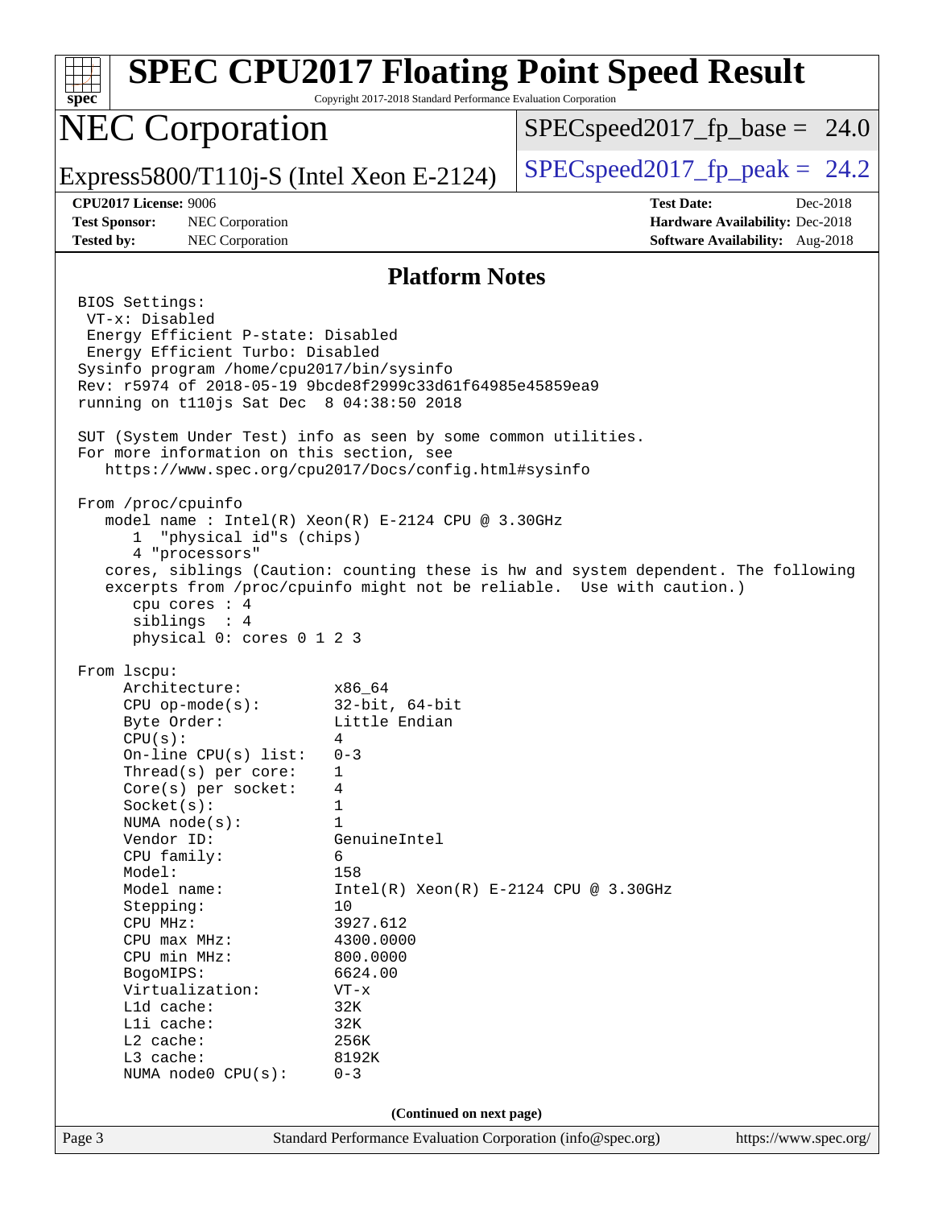# Platform Notes

```
BIOS Settings:
 VT-x: Disabled
 Energy Efficient P-state: Disabled
 Energy Efficient Turbo: Disabled
Sysinfo program /home/cpu2017/bin/sysinfo
Rev: r5974 of 2018-05-19 9bcde8f2999c33d61f64985e45859ea9
running on t110js Sat Dec  8 04:38:50 2018

SUT (System Under Test) info as seen by some common utilities.
For more information on this section, see
   https://www.spec.org/cpu2017/Docs/config.html#sysinfo

From /proc/cpuinfo
   model name : Intel(R) Xeon(R) E-2124 CPU @ 3.30GHz
      1  "physical id"s (chips)
      4 "processors"
   cores, siblings (Caution: counting these is hw and system dependent. The following
   excerpts from /proc/cpuinfo might not be reliable.  Use with caution.)
      cpu cores : 4
      siblings  : 4
      physical 0: cores 0 1 2 3

From lscpu:
     Architecture:          x86_64
     CPU op-mode(s):        32-bit, 64-bit
     Byte Order:            Little Endian
     CPU(s):                4
     On-line CPU(s) list:   0-3
     Thread(s) per core:    1
     Core(s) per socket:    4
     Socket(s):             1
     NUMA node(s):          1
     Vendor ID:             GenuineIntel
     CPU family:            6
     Model:                 158
     Model name:            Intel(R) Xeon(R) E-2124 CPU @ 3.30GHz
     Stepping:              10
     CPU MHz:               3927.612
     CPU max MHz:           4300.0000
     CPU min MHz:           800.0000
     BogoMIPS:              6624.00
     Virtualization:        VT-x
     L1d cache:             32K
     L1i cache:             32K
     L2 cache:              256K
     L3 cache:              8192K
     NUMA node0 CPU(s):     0-3
```

(Continued on next page)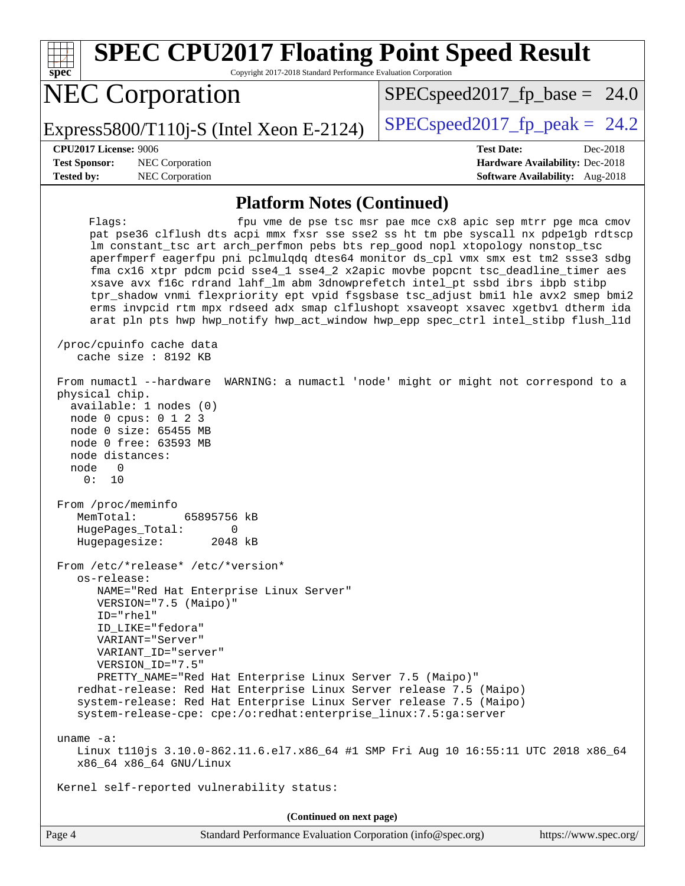## Platform Notes (Continued)

```
   Flags:                 fpu vme de pse tsc msr pae mce cx8 apic sep mtrr pge mca cmov
   pat pse36 clflush dts acpi mmx fxsr sse sse2 ss ht tm pbe syscall nx pdpe1gb rdtscp
   lm constant_tsc art arch_perfmon pebs bts rep_good nopl xtopology nonstop_tsc
   aperfmperf eagerfpu pni pclmulqdq dtes64 monitor ds_cpl vmx smx est tm2 ssse3 sdbg
   fma cx16 xtpr pdcm pcid sse4_1 sse4_2 x2apic movbe popcnt tsc_deadline_timer aes
   xsave avx f16c rdrand lahf_lm abm 3dnowprefetch intel_pt ssbd ibrs ibpb stibp
   tpr_shadow vnmi flexpriority ept vpid fsgsbase tsc_adjust bmi1 hle avx2 smep bmi2
   erms invpcid rtm mpx rdseed adx smap clflushopt xsaveopt xsavec xgetbv1 dtherm ida
   arat pln pts hwp hwp_notify hwp_act_window hwp_epp spec_ctrl intel_stibp flush_l1d

 /proc/cpuinfo cache data
    cache size : 8192 KB

 From numactl --hardware  WARNING: a numactl 'node' might or might not correspond to a
 physical chip.
   available: 1 nodes (0)
   node 0 cpus: 0 1 2 3
   node 0 size: 65455 MB
   node 0 free: 63593 MB
   node distances:
   node   0
     0:  10

 From /proc/meminfo
    MemTotal:       65895756 kB
    HugePages_Total:       0
    Hugepagesize:       2048 kB

 From /etc/*release* /etc/*version*
    os-release:
       NAME="Red Hat Enterprise Linux Server"
       VERSION="7.5 (Maipo)"
       ID="rhel"
       ID_LIKE="fedora"
       VARIANT="Server"
       VARIANT_ID="server"
       VERSION_ID="7.5"
       PRETTY_NAME="Red Hat Enterprise Linux Server 7.5 (Maipo)"
    redhat-release: Red Hat Enterprise Linux Server release 7.5 (Maipo)
    system-release: Red Hat Enterprise Linux Server release 7.5 (Maipo)
    system-release-cpe: cpe:/o:redhat:enterprise_linux:7.5:ga:server

 uname -a:
    Linux t110js 3.10.0-862.11.6.el7.x86_64 #1 SMP Fri Aug 10 16:55:11 UTC 2018 x86_64
    x86_64 x86_64 GNU/Linux

 Kernel self-reported vulnerability status:
```

**(Continued on next page)**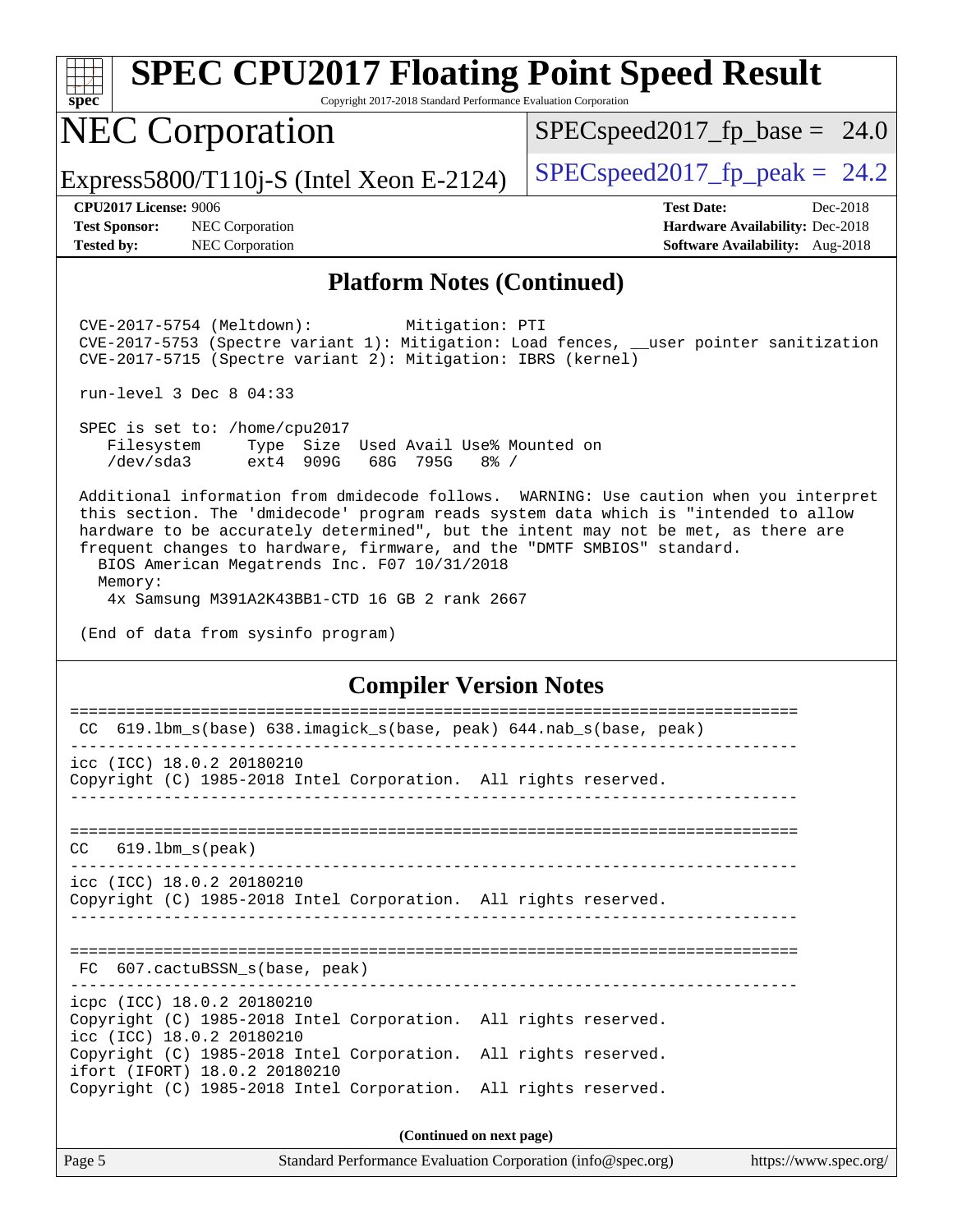## Platform Notes (Continued)

```
CVE-2017-5754 (Meltdown):          Mitigation: PTI
CVE-2017-5753 (Spectre variant 1): Mitigation: Load fences, __user pointer sanitization
CVE-2017-5715 (Spectre variant 2): Mitigation: IBRS (kernel)

run-level 3 Dec 8 04:33

SPEC is set to: /home/cpu2017
   Filesystem     Type  Size  Used Avail Use% Mounted on
   /dev/sda3      ext4  909G   68G  795G   8% /

Additional information from dmidecode follows.  WARNING: Use caution when you interpret
this section. The 'dmidecode' program reads system data which is "intended to allow
hardware to be accurately determined", but the intent may not be met, as there are
frequent changes to hardware, firmware, and the "DMTF SMBIOS" standard.
  BIOS American Megatrends Inc. F07 10/31/2018
  Memory:
   4x Samsung M391A2K43BB1-CTD 16 GB 2 rank 2667

(End of data from sysinfo program)
```

## Compiler Version Notes

```
==============================================================================
 CC  619.lbm_s(base) 638.imagick_s(base, peak) 644.nab_s(base, peak)
------------------------------------------------------------------------------
icc (ICC) 18.0.2 20180210
Copyright (C) 1985-2018 Intel Corporation.  All rights reserved.
------------------------------------------------------------------------------

==============================================================================
CC   619.lbm_s(peak)
------------------------------------------------------------------------------
icc (ICC) 18.0.2 20180210
Copyright (C) 1985-2018 Intel Corporation.  All rights reserved.
------------------------------------------------------------------------------

==============================================================================
 FC  607.cactuBSSN_s(base, peak)
------------------------------------------------------------------------------
icpc (ICC) 18.0.2 20180210
Copyright (C) 1985-2018 Intel Corporation.  All rights reserved.
icc (ICC) 18.0.2 20180210
Copyright (C) 1985-2018 Intel Corporation.  All rights reserved.
ifort (IFORT) 18.0.2 20180210
Copyright (C) 1985-2018 Intel Corporation.  All rights reserved.
```

**(Continued on next page)**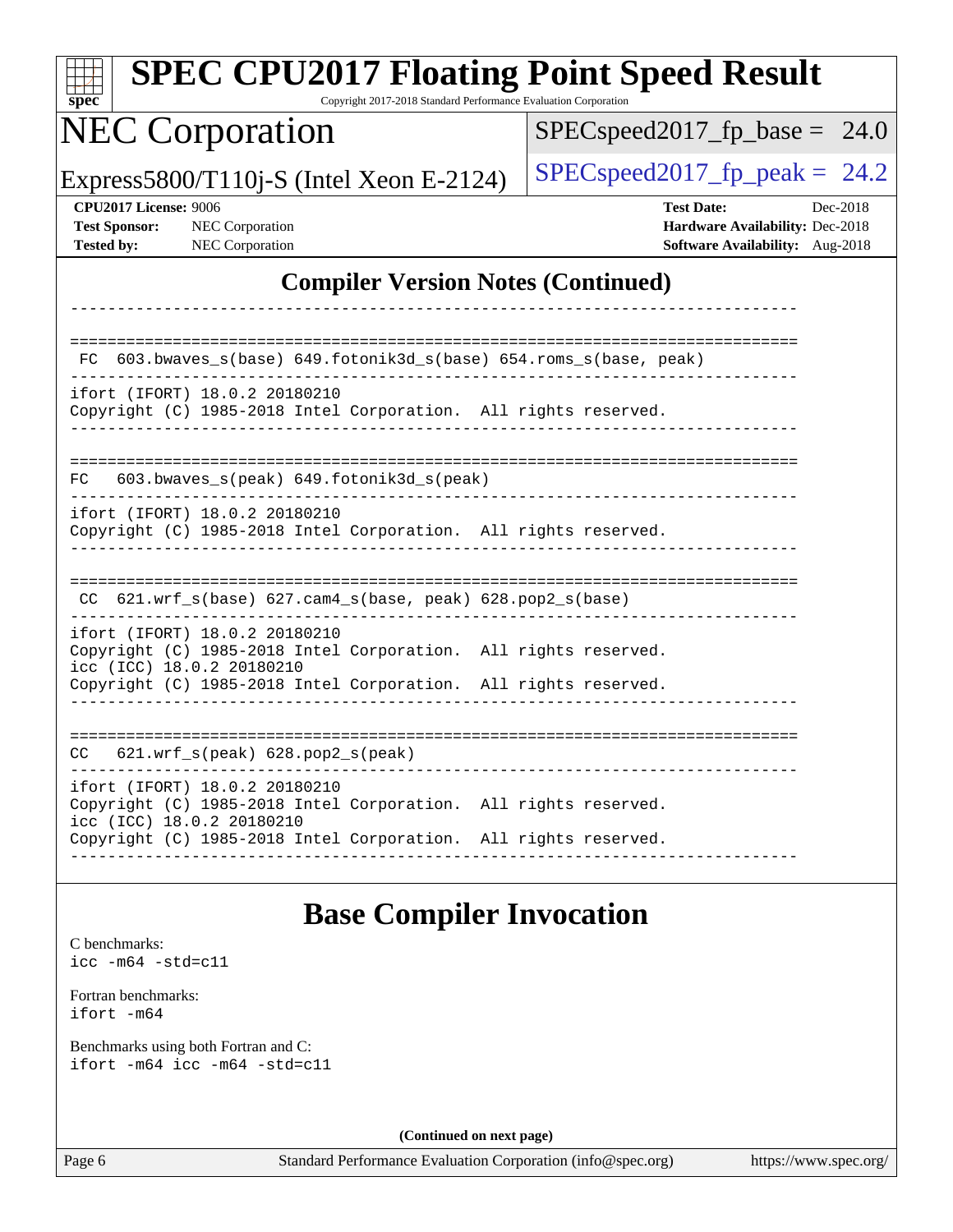## Compiler Version Notes (Continued)

```
------------------------------------------------------------------------------

==============================================================================
 FC  603.bwaves_s(base) 649.fotonik3d_s(base) 654.roms_s(base, peak)
------------------------------------------------------------------------------
ifort (IFORT) 18.0.2 20180210
Copyright (C) 1985-2018 Intel Corporation.  All rights reserved.
------------------------------------------------------------------------------

==============================================================================
FC   603.bwaves_s(peak) 649.fotonik3d_s(peak)
------------------------------------------------------------------------------
ifort (IFORT) 18.0.2 20180210
Copyright (C) 1985-2018 Intel Corporation.  All rights reserved.
------------------------------------------------------------------------------

==============================================================================
 CC  621.wrf_s(base) 627.cam4_s(base, peak) 628.pop2_s(base)
------------------------------------------------------------------------------
ifort (IFORT) 18.0.2 20180210
Copyright (C) 1985-2018 Intel Corporation.  All rights reserved.
icc (ICC) 18.0.2 20180210
Copyright (C) 1985-2018 Intel Corporation.  All rights reserved.
------------------------------------------------------------------------------

==============================================================================
CC   621.wrf_s(peak) 628.pop2_s(peak)
------------------------------------------------------------------------------
ifort (IFORT) 18.0.2 20180210
Copyright (C) 1985-2018 Intel Corporation.  All rights reserved.
icc (ICC) 18.0.2 20180210
Copyright (C) 1985-2018 Intel Corporation.  All rights reserved.
------------------------------------------------------------------------------
```

## Base Compiler Invocation

C benchmarks:
```
icc -m64 -std=c11
```

Fortran benchmarks:
```
ifort -m64
```

Benchmarks using both Fortran and C:
```
ifort -m64 icc -m64 -std=c11
```

**(Continued on next page)**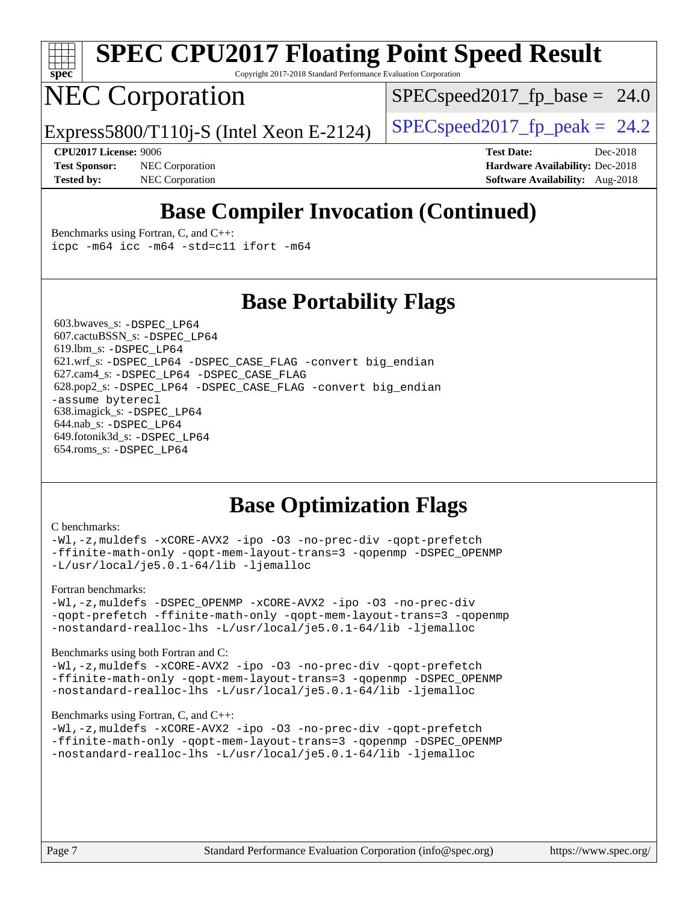## Base Compiler Invocation (Continued)

Benchmarks using Fortran, C, and C++:
```
icpc -m64 icc -m64 -std=c11 ifort -m64
```

## Base Portability Flags

603.bwaves_s: `-DSPEC_LP64`
607.cactuBSSN_s: `-DSPEC_LP64`
619.lbm_s: `-DSPEC_LP64`
621.wrf_s: `-DSPEC_LP64 -DSPEC_CASE_FLAG -convert big_endian`
627.cam4_s: `-DSPEC_LP64 -DSPEC_CASE_FLAG`
628.pop2_s: `-DSPEC_LP64 -DSPEC_CASE_FLAG -convert big_endian -assume byterecl`
638.imagick_s: `-DSPEC_LP64`
644.nab_s: `-DSPEC_LP64`
649.fotonik3d_s: `-DSPEC_LP64`
654.roms_s: `-DSPEC_LP64`

## Base Optimization Flags

C benchmarks:
```
-Wl,-z,muldefs -xCORE-AVX2 -ipo -O3 -no-prec-div -qopt-prefetch
-ffinite-math-only -qopt-mem-layout-trans=3 -qopenmp -DSPEC_OPENMP
-L/usr/local/je5.0.1-64/lib -ljemalloc
```

Fortran benchmarks:
```
-Wl,-z,muldefs -DSPEC_OPENMP -xCORE-AVX2 -ipo -O3 -no-prec-div
-qopt-prefetch -ffinite-math-only -qopt-mem-layout-trans=3 -qopenmp
-nostandard-realloc-lhs -L/usr/local/je5.0.1-64/lib -ljemalloc
```

Benchmarks using both Fortran and C:
```
-Wl,-z,muldefs -xCORE-AVX2 -ipo -O3 -no-prec-div -qopt-prefetch
-ffinite-math-only -qopt-mem-layout-trans=3 -qopenmp -DSPEC_OPENMP
-nostandard-realloc-lhs -L/usr/local/je5.0.1-64/lib -ljemalloc
```

Benchmarks using Fortran, C, and C++:
```
-Wl,-z,muldefs -xCORE-AVX2 -ipo -O3 -no-prec-div -qopt-prefetch
-ffinite-math-only -qopt-mem-layout-trans=3 -qopenmp -DSPEC_OPENMP
-nostandard-realloc-lhs -L/usr/local/je5.0.1-64/lib -ljemalloc
```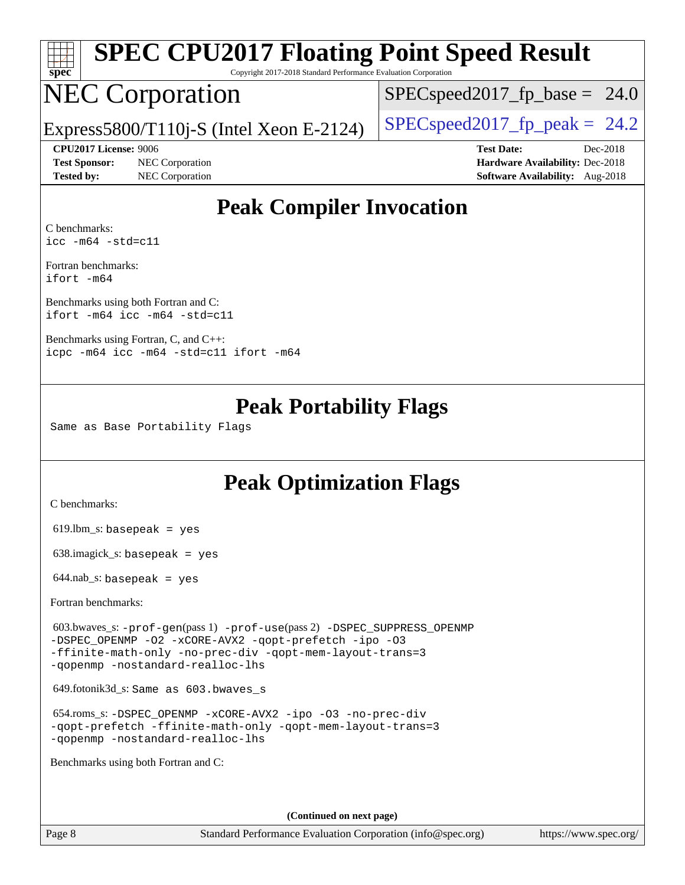# SPEC CPU2017 Floating Point Speed Result

Copyright 2017-2018 Standard Performance Evaluation Corporation

# NEC Corporation

Express5800/T110j-S (Intel Xeon E-2124)

SPECspeed2017_fp_base = 24.0

SPECspeed2017_fp_peak = 24.2

**CPU2017 License:** 9006
**Test Sponsor:** NEC Corporation
**Tested by:** NEC Corporation

**Test Date:** Dec-2018
**Hardware Availability:** Dec-2018
**Software Availability:** Aug-2018

## Peak Compiler Invocation

C benchmarks:
```
icc -m64 -std=c11
```

Fortran benchmarks:
```
ifort -m64
```

Benchmarks using both Fortran and C:
```
ifort -m64 icc -m64 -std=c11
```

Benchmarks using Fortran, C, and C++:
```
icpc -m64 icc -m64 -std=c11 ifort -m64
```

## Peak Portability Flags

Same as Base Portability Flags

## Peak Optimization Flags

C benchmarks:

619.lbm_s: basepeak = yes

638.imagick_s: basepeak = yes

644.nab_s: basepeak = yes

Fortran benchmarks:

603.bwaves_s: -prof-gen(pass 1) -prof-use(pass 2) -DSPEC_SUPPRESS_OPENMP -DSPEC_OPENMP -O2 -xCORE-AVX2 -qopt-prefetch -ipo -O3 -ffinite-math-only -no-prec-div -qopt-mem-layout-trans=3 -qopenmp -nostandard-realloc-lhs

649.fotonik3d_s: Same as 603.bwaves_s

654.roms_s: -DSPEC_OPENMP -xCORE-AVX2 -ipo -O3 -no-prec-div -qopt-prefetch -ffinite-math-only -qopt-mem-layout-trans=3 -qopenmp -nostandard-realloc-lhs

Benchmarks using both Fortran and C:

(Continued on next page)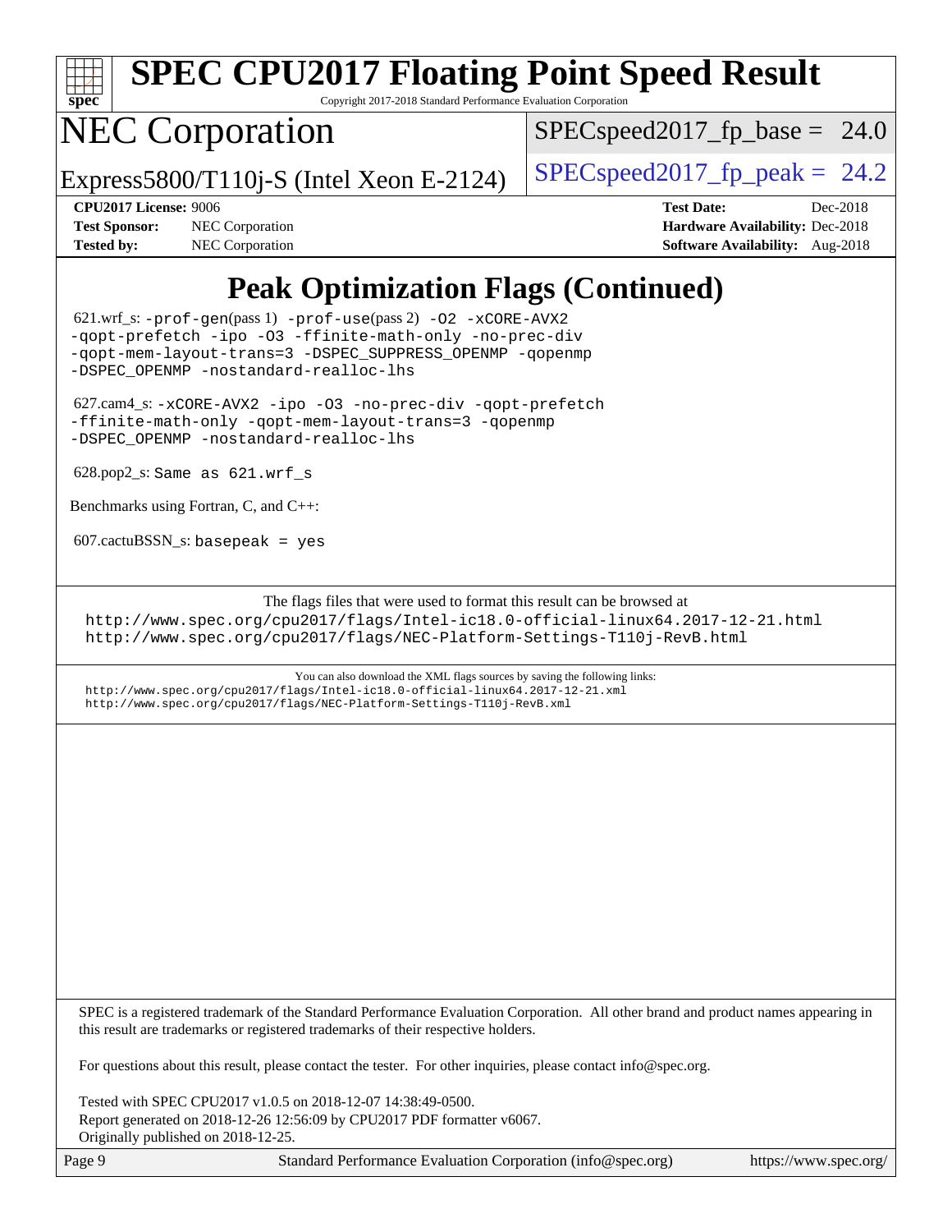# Peak Optimization Flags (Continued)

621.wrf_s: -prof-gen(pass 1) -prof-use(pass 2) -O2 -xCORE-AVX2 -qopt-prefetch -ipo -O3 -ffinite-math-only -no-prec-div -qopt-mem-layout-trans=3 -DSPEC_SUPPRESS_OPENMP -qopenmp -DSPEC_OPENMP -nostandard-realloc-lhs

627.cam4_s: -xCORE-AVX2 -ipo -O3 -no-prec-div -qopt-prefetch -ffinite-math-only -qopt-mem-layout-trans=3 -qopenmp -DSPEC_OPENMP -nostandard-realloc-lhs

628.pop2_s: Same as 621.wrf_s

Benchmarks using Fortran, C, and C++:

607.cactuBSSN_s: basepeak = yes

The flags files that were used to format this result can be browsed at
http://www.spec.org/cpu2017/flags/Intel-ic18.0-official-linux64.2017-12-21.html
http://www.spec.org/cpu2017/flags/NEC-Platform-Settings-T110j-RevB.html

You can also download the XML flags sources by saving the following links:
http://www.spec.org/cpu2017/flags/Intel-ic18.0-official-linux64.2017-12-21.xml
http://www.spec.org/cpu2017/flags/NEC-Platform-Settings-T110j-RevB.xml

SPEC is a registered trademark of the Standard Performance Evaluation Corporation. All other brand and product names appearing in this result are trademarks or registered trademarks of their respective holders.

For questions about this result, please contact the tester. For other inquiries, please contact info@spec.org.

Tested with SPEC CPU2017 v1.0.5 on 2018-12-07 14:38:49-0500.
Report generated on 2018-12-26 12:56:09 by CPU2017 PDF formatter v6067.
Originally published on 2018-12-25.